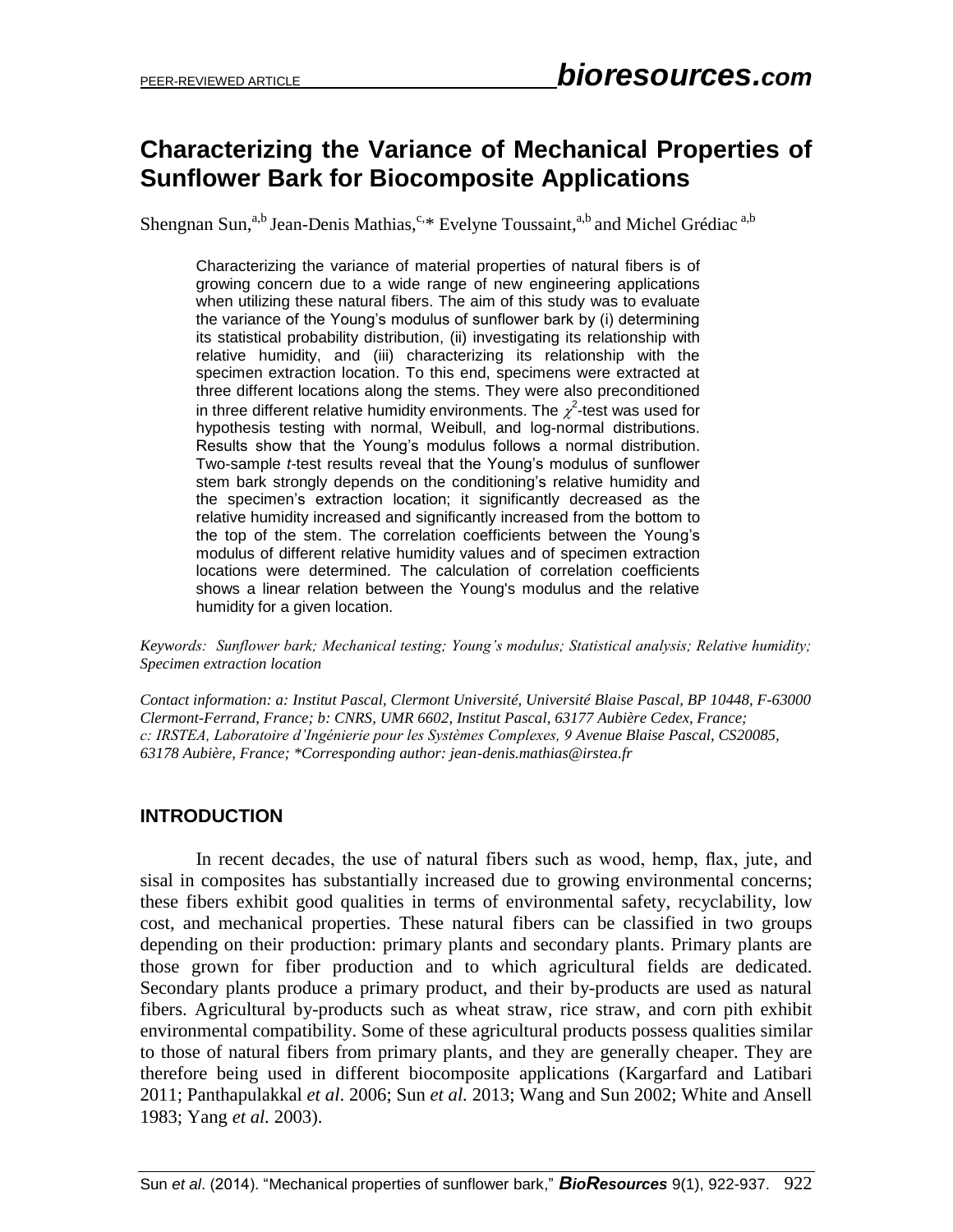# Characterizing the Variance of Mechanical Properties of Sunflower Bark for Biocomposite Applications

Shengnan Sun,[a,b] Jean-Denis Mathias,[c,*] Evelyne Toussaint,[a,b] and Michel Grédiac [a,b]

Characterizing the variance of material properties of natural fibers is of growing concern due to a wide range of new engineering applications when utilizing these natural fibers. The aim of this study was to evaluate the variance of the Young's modulus of sunflower bark by (i) determining its statistical probability distribution, (ii) investigating its relationship with relative humidity, and (iii) characterizing its relationship with the specimen extraction location. To this end, specimens were extracted at three different locations along the stems. They were also preconditioned in three different relative humidity environments. The $\chi^2$-test was used for hypothesis testing with normal, Weibull, and log-normal distributions. Results show that the Young's modulus follows a normal distribution. Two-sample *t*-test results reveal that the Young's modulus of sunflower stem bark strongly depends on the conditioning's relative humidity and the specimen's extraction location; it significantly decreased as the relative humidity increased and significantly increased from the bottom to the top of the stem. The correlation coefficients between the Young's modulus of different relative humidity values and of specimen extraction locations were determined. The calculation of correlation coefficients shows a linear relation between the Young's modulus and the relative humidity for a given location.

*Keywords: Sunflower bark; Mechanical testing; Young's modulus; Statistical analysis; Relative humidity; Specimen extraction location*

*Contact information: a: Institut Pascal, Clermont Université, Université Blaise Pascal, BP 10448, F-63000 Clermont-Ferrand, France; b: CNRS, UMR 6602, Institut Pascal, 63177 Aubière Cedex, France; c: IRSTEA, Laboratoire d'Ingénierie pour les Systèmes Complexes, 9 Avenue Blaise Pascal, CS20085, 63178 Aubière, France; \*Corresponding author: jean-denis.mathias@irstea.fr*

## INTRODUCTION

In recent decades, the use of natural fibers such as wood, hemp, flax, jute, and sisal in composites has substantially increased due to growing environmental concerns; these fibers exhibit good qualities in terms of environmental safety, recyclability, low cost, and mechanical properties. These natural fibers can be classified in two groups depending on their production: primary plants and secondary plants. Primary plants are those grown for fiber production and to which agricultural fields are dedicated. Secondary plants produce a primary product, and their by-products are used as natural fibers. Agricultural by-products such as wheat straw, rice straw, and corn pith exhibit environmental compatibility. Some of these agricultural products possess qualities similar to those of natural fibers from primary plants, and they are generally cheaper. They are therefore being used in different biocomposite applications (Kargarfard and Latibari 2011; Panthapulakkal *et al*. 2006; Sun *et al.* 2013; Wang and Sun 2002; White and Ansell 1983; Yang *et al.* 2003).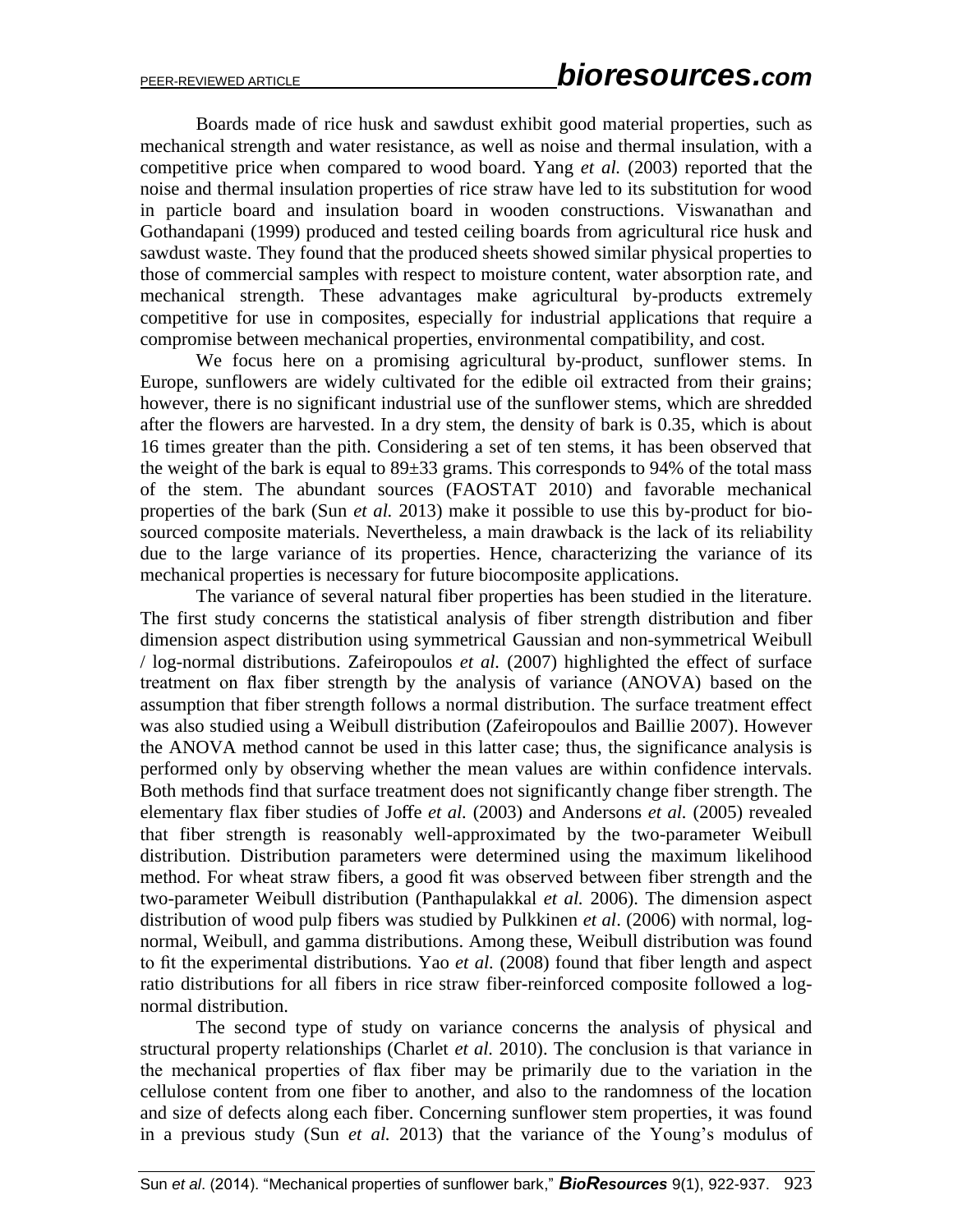Boards made of rice husk and sawdust exhibit good material properties, such as mechanical strength and water resistance, as well as noise and thermal insulation, with a competitive price when compared to wood board. Yang *et al.* (2003) reported that the noise and thermal insulation properties of rice straw have led to its substitution for wood in particle board and insulation board in wooden constructions. Viswanathan and Gothandapani (1999) produced and tested ceiling boards from agricultural rice husk and sawdust waste. They found that the produced sheets showed similar physical properties to those of commercial samples with respect to moisture content, water absorption rate, and mechanical strength. These advantages make agricultural by-products extremely competitive for use in composites, especially for industrial applications that require a compromise between mechanical properties, environmental compatibility, and cost.

We focus here on a promising agricultural by-product, sunflower stems. In Europe, sunflowers are widely cultivated for the edible oil extracted from their grains; however, there is no significant industrial use of the sunflower stems, which are shredded after the flowers are harvested. In a dry stem, the density of bark is 0.35, which is about 16 times greater than the pith. Considering a set of ten stems, it has been observed that the weight of the bark is equal to $89 \pm 33$ grams. This corresponds to 94% of the total mass of the stem. The abundant sources (FAOSTAT 2010) and favorable mechanical properties of the bark (Sun *et al.* 2013) make it possible to use this by-product for bio-sourced composite materials. Nevertheless, a main drawback is the lack of its reliability due to the large variance of its properties. Hence, characterizing the variance of its mechanical properties is necessary for future biocomposite applications.

The variance of several natural fiber properties has been studied in the literature. The first study concerns the statistical analysis of fiber strength distribution and fiber dimension aspect distribution using symmetrical Gaussian and non-symmetrical Weibull / log-normal distributions. Zafeiropoulos *et al.* (2007) highlighted the effect of surface treatment on flax fiber strength by the analysis of variance (ANOVA) based on the assumption that fiber strength follows a normal distribution. The surface treatment effect was also studied using a Weibull distribution (Zafeiropoulos and Baillie 2007). However the ANOVA method cannot be used in this latter case; thus, the significance analysis is performed only by observing whether the mean values are within confidence intervals. Both methods find that surface treatment does not significantly change fiber strength. The elementary flax fiber studies of Joffe *et al.* (2003) and Andersons *et al.* (2005) revealed that fiber strength is reasonably well-approximated by the two-parameter Weibull distribution. Distribution parameters were determined using the maximum likelihood method. For wheat straw fibers, a good fit was observed between fiber strength and the two-parameter Weibull distribution (Panthapulakkal *et al.* 2006). The dimension aspect distribution of wood pulp fibers was studied by Pulkkinen *et al*. (2006) with normal, log-normal, Weibull, and gamma distributions. Among these, Weibull distribution was found to fit the experimental distributions. Yao *et al.* (2008) found that fiber length and aspect ratio distributions for all fibers in rice straw fiber-reinforced composite followed a log-normal distribution.

The second type of study on variance concerns the analysis of physical and structural property relationships (Charlet *et al.* 2010). The conclusion is that variance in the mechanical properties of flax fiber may be primarily due to the variation in the cellulose content from one fiber to another, and also to the randomness of the location and size of defects along each fiber. Concerning sunflower stem properties, it was found in a previous study (Sun *et al.* 2013) that the variance of the Young's modulus of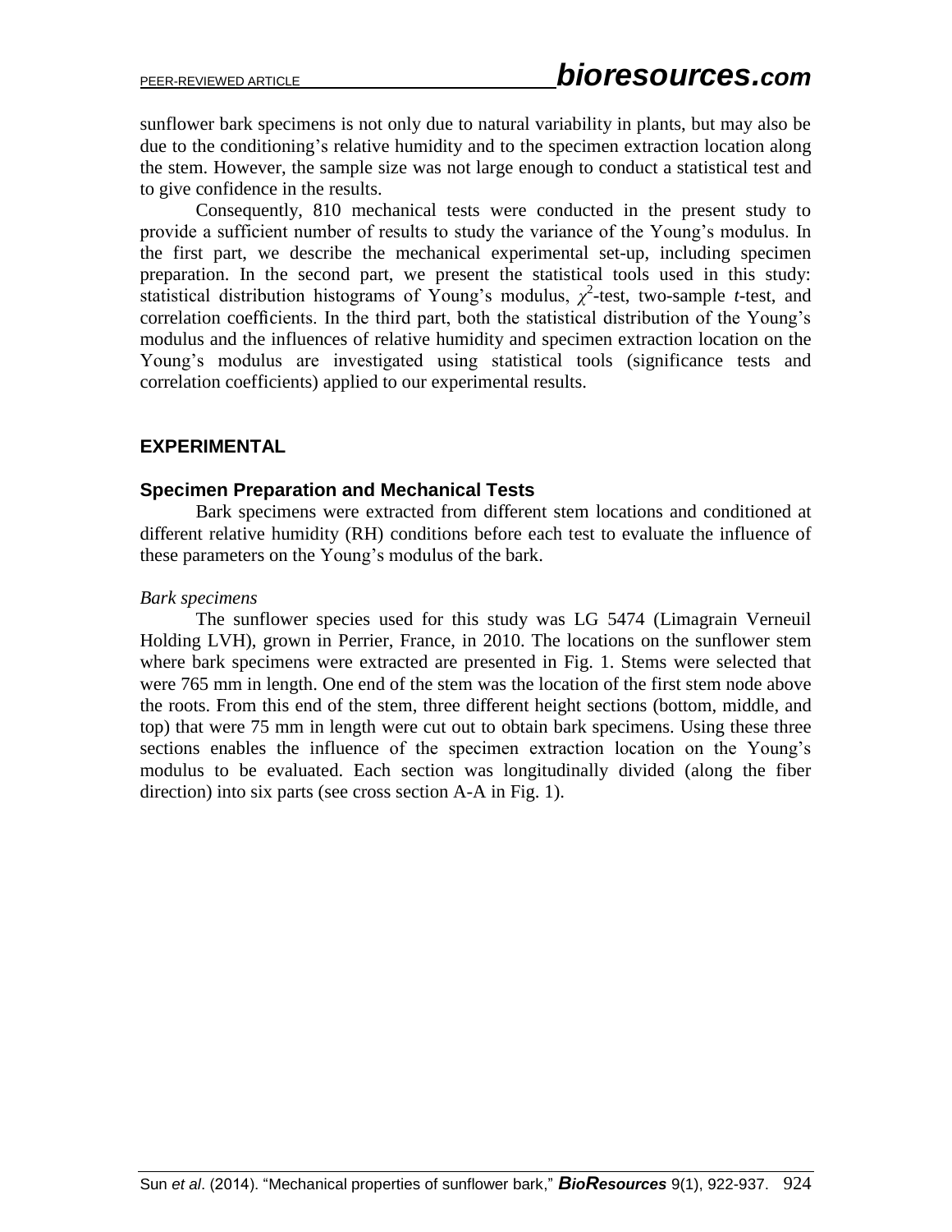sunflower bark specimens is not only due to natural variability in plants, but may also be due to the conditioning's relative humidity and to the specimen extraction location along the stem. However, the sample size was not large enough to conduct a statistical test and to give confidence in the results.

Consequently, 810 mechanical tests were conducted in the present study to provide a sufficient number of results to study the variance of the Young's modulus. In the first part, we describe the mechanical experimental set-up, including specimen preparation. In the second part, we present the statistical tools used in this study: statistical distribution histograms of Young's modulus, $\chi^2$-test, two-sample *t*-test, and correlation coefficients. In the third part, both the statistical distribution of the Young's modulus and the influences of relative humidity and specimen extraction location on the Young's modulus are investigated using statistical tools (significance tests and correlation coefficients) applied to our experimental results.

## EXPERIMENTAL

### Specimen Preparation and Mechanical Tests

Bark specimens were extracted from different stem locations and conditioned at different relative humidity (RH) conditions before each test to evaluate the influence of these parameters on the Young's modulus of the bark.

*Bark specimens*

The sunflower species used for this study was LG 5474 (Limagrain Verneuil Holding LVH), grown in Perrier, France, in 2010. The locations on the sunflower stem where bark specimens were extracted are presented in Fig. 1. Stems were selected that were 765 mm in length. One end of the stem was the location of the first stem node above the roots. From this end of the stem, three different height sections (bottom, middle, and top) that were 75 mm in length were cut out to obtain bark specimens. Using these three sections enables the influence of the specimen extraction location on the Young's modulus to be evaluated. Each section was longitudinally divided (along the fiber direction) into six parts (see cross section A-A in Fig. 1).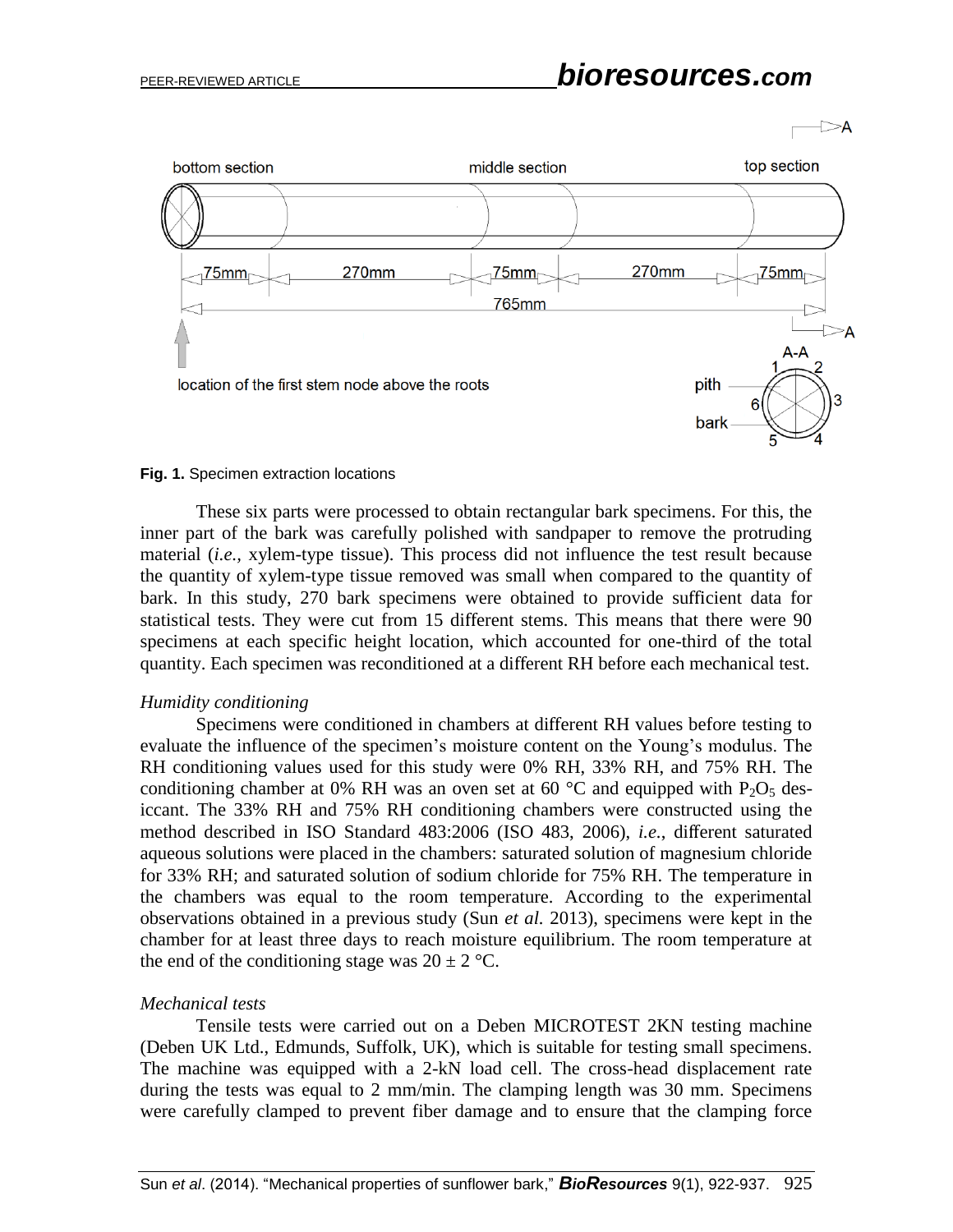bottom section middle section top section

75mm 270mm 75mm 270mm 75mm

765mm

location of the first stem node above the roots

A-A

pith

bark

**Fig. 1.** Specimen extraction locations

These six parts were processed to obtain rectangular bark specimens. For this, the inner part of the bark was carefully polished with sandpaper to remove the protruding material (*i.e.,* xylem-type tissue). This process did not influence the test result because the quantity of xylem-type tissue removed was small when compared to the quantity of bark. In this study, 270 bark specimens were obtained to provide sufficient data for statistical tests. They were cut from 15 different stems. This means that there were 90 specimens at each specific height location, which accounted for one-third of the total quantity. Each specimen was reconditioned at a different RH before each mechanical test.

*Humidity conditioning*

Specimens were conditioned in chambers at different RH values before testing to evaluate the influence of the specimen's moisture content on the Young's modulus. The RH conditioning values used for this study were 0% RH, 33% RH, and 75% RH. The conditioning chamber at 0% RH was an oven set at 60 °C and equipped with $P_2O_5$ desiccant. The 33% RH and 75% RH conditioning chambers were constructed using the method described in ISO Standard 483:2006 (ISO 483, 2006), *i.e.*, different saturated aqueous solutions were placed in the chambers: saturated solution of magnesium chloride for 33% RH; and saturated solution of sodium chloride for 75% RH. The temperature in the chambers was equal to the room temperature. According to the experimental observations obtained in a previous study (Sun *et al.* 2013), specimens were kept in the chamber for at least three days to reach moisture equilibrium. The room temperature at the end of the conditioning stage was 20 ± 2 °C.

*Mechanical tests*

Tensile tests were carried out on a Deben MICROTEST 2KN testing machine (Deben UK Ltd., Edmunds, Suffolk, UK), which is suitable for testing small specimens. The machine was equipped with a 2-kN load cell. The cross-head displacement rate during the tests was equal to 2 mm/min. The clamping length was 30 mm. Specimens were carefully clamped to prevent fiber damage and to ensure that the clamping force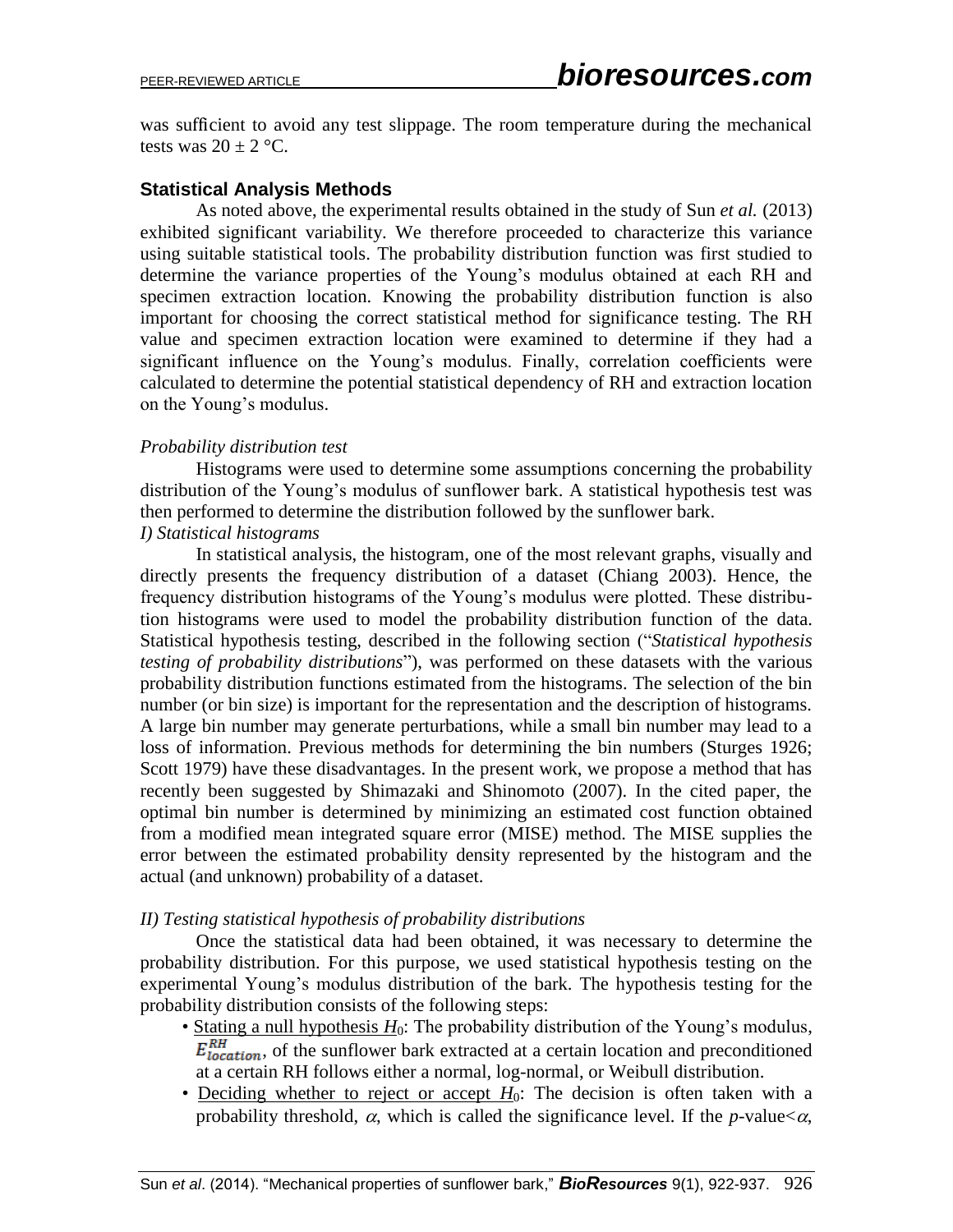was sufficient to avoid any test slippage. The room temperature during the mechanical tests was 20 ± 2 °C.

## Statistical Analysis Methods

As noted above, the experimental results obtained in the study of Sun *et al.* (2013) exhibited significant variability. We therefore proceeded to characterize this variance using suitable statistical tools. The probability distribution function was first studied to determine the variance properties of the Young's modulus obtained at each RH and specimen extraction location. Knowing the probability distribution function is also important for choosing the correct statistical method for significance testing. The RH value and specimen extraction location were examined to determine if they had a significant influence on the Young's modulus. Finally, correlation coefficients were calculated to determine the potential statistical dependency of RH and extraction location on the Young's modulus.

### *Probability distribution test*

Histograms were used to determine some assumptions concerning the probability distribution of the Young's modulus of sunflower bark. A statistical hypothesis test was then performed to determine the distribution followed by the sunflower bark.

*I) Statistical histograms*

In statistical analysis, the histogram, one of the most relevant graphs, visually and directly presents the frequency distribution of a dataset (Chiang 2003). Hence, the frequency distribution histograms of the Young's modulus were plotted. These distribution histograms were used to model the probability distribution function of the data. Statistical hypothesis testing, described in the following section ("*Statistical hypothesis testing of probability distributions*"), was performed on these datasets with the various probability distribution functions estimated from the histograms. The selection of the bin number (or bin size) is important for the representation and the description of histograms. A large bin number may generate perturbations, while a small bin number may lead to a loss of information. Previous methods for determining the bin numbers (Sturges 1926; Scott 1979) have these disadvantages. In the present work, we propose a method that has recently been suggested by Shimazaki and Shinomoto (2007). In the cited paper, the optimal bin number is determined by minimizing an estimated cost function obtained from a modified mean integrated square error (MISE) method. The MISE supplies the error between the estimated probability density represented by the histogram and the actual (and unknown) probability of a dataset.

*II) Testing statistical hypothesis of probability distributions*

Once the statistical data had been obtained, it was necessary to determine the probability distribution. For this purpose, we used statistical hypothesis testing on the experimental Young's modulus distribution of the bark. The hypothesis testing for the probability distribution consists of the following steps:

- Stating a null hypothesis $H_0$: The probability distribution of the Young's modulus, $E_{location}^{RH}$, of the sunflower bark extracted at a certain location and preconditioned at a certain RH follows either a normal, log-normal, or Weibull distribution.
- Deciding whether to reject or accept $H_0$: The decision is often taken with a probability threshold, $\alpha$, which is called the significance level. If the $p$-value$<\alpha$,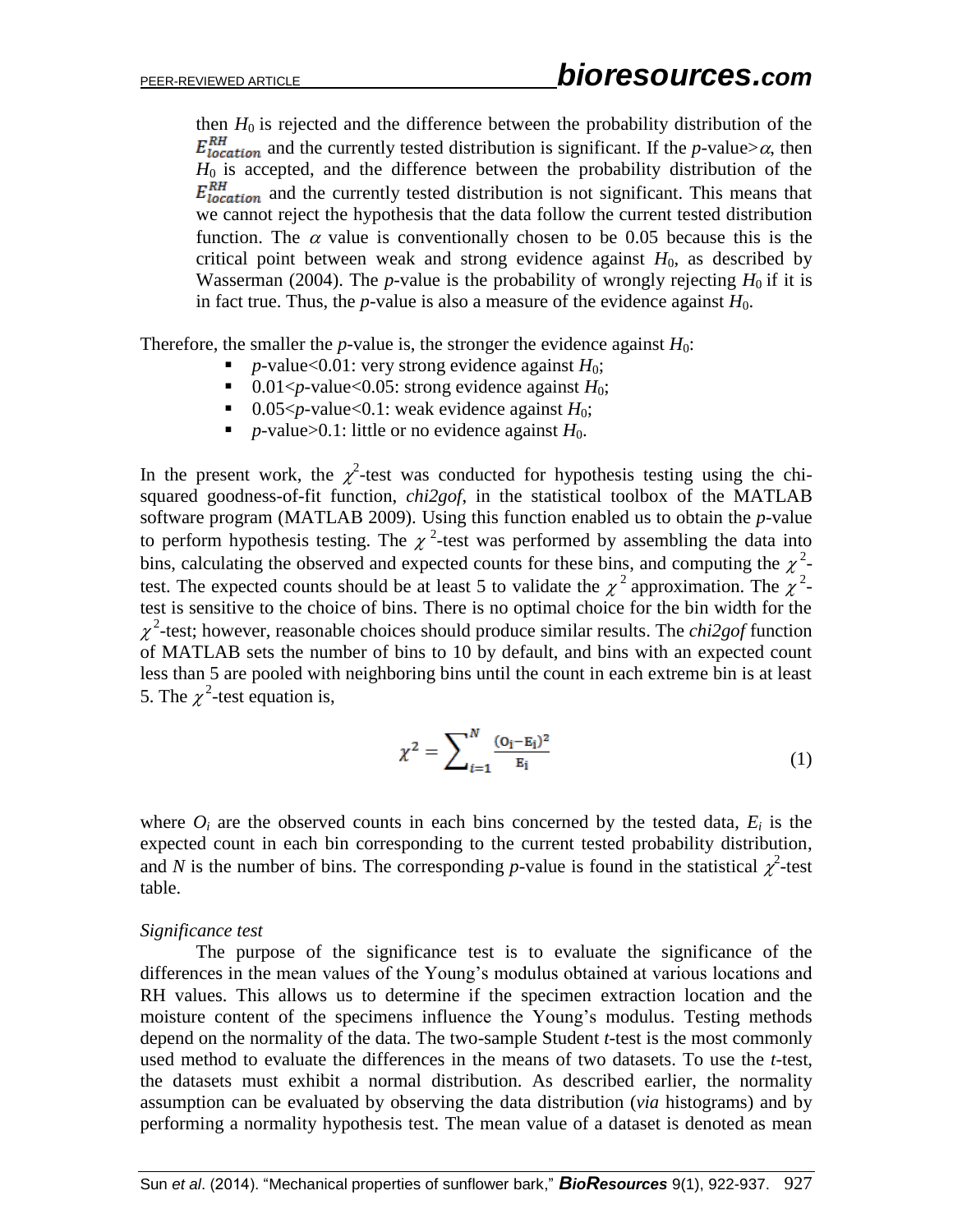then $H_0$ is rejected and the difference between the probability distribution of the $E_{location}^{RH}$ and the currently tested distribution is significant. If the *p*-value>$\alpha$, then $H_0$ is accepted, and the difference between the probability distribution of the $E_{location}^{RH}$ and the currently tested distribution is not significant. This means that we cannot reject the hypothesis that the data follow the current tested distribution function. The $\alpha$ value is conventionally chosen to be 0.05 because this is the critical point between weak and strong evidence against $H_0$, as described by Wasserman (2004). The *p*-value is the probability of wrongly rejecting $H_0$ if it is in fact true. Thus, the *p*-value is also a measure of the evidence against $H_0$.

Therefore, the smaller the *p*-value is, the stronger the evidence against $H_0$:

- *p*-value<0.01: very strong evidence against $H_0$;
- 0.01<*p*-value<0.05: strong evidence against $H_0$;
- 0.05<*p*-value<0.1: weak evidence against $H_0$;
- *p*-value>0.1: little or no evidence against $H_0$.

In the present work, the $\chi^2$-test was conducted for hypothesis testing using the chi-squared goodness-of-fit function, *chi2gof*, in the statistical toolbox of the MATLAB software program (MATLAB 2009). Using this function enabled us to obtain the *p*-value to perform hypothesis testing. The $\chi^2$-test was performed by assembling the data into bins, calculating the observed and expected counts for these bins, and computing the $\chi^2$-test. The expected counts should be at least 5 to validate the $\chi^2$ approximation. The $\chi^2$-test is sensitive to the choice of bins. There is no optimal choice for the bin width for the $\chi^2$-test; however, reasonable choices should produce similar results. The *chi2gof* function of MATLAB sets the number of bins to 10 by default, and bins with an expected count less than 5 are pooled with neighboring bins until the count in each extreme bin is at least 5. The $\chi^2$-test equation is,

$$\chi^2 = \sum_{i=1}^{N} \frac{(O_i - E_i)^2}{E_i} \tag{1}$$

where $O_i$ are the observed counts in each bins concerned by the tested data, $E_i$ is the expected count in each bin corresponding to the current tested probability distribution, and $N$ is the number of bins. The corresponding *p*-value is found in the statistical $\chi^2$-test table.

*Significance test*

The purpose of the significance test is to evaluate the significance of the differences in the mean values of the Young's modulus obtained at various locations and RH values. This allows us to determine if the specimen extraction location and the moisture content of the specimens influence the Young's modulus. Testing methods depend on the normality of the data. The two-sample Student *t*-test is the most commonly used method to evaluate the differences in the means of two datasets. To use the *t*-test, the datasets must exhibit a normal distribution. As described earlier, the normality assumption can be evaluated by observing the data distribution (*via* histograms) and by performing a normality hypothesis test. The mean value of a dataset is denoted as mean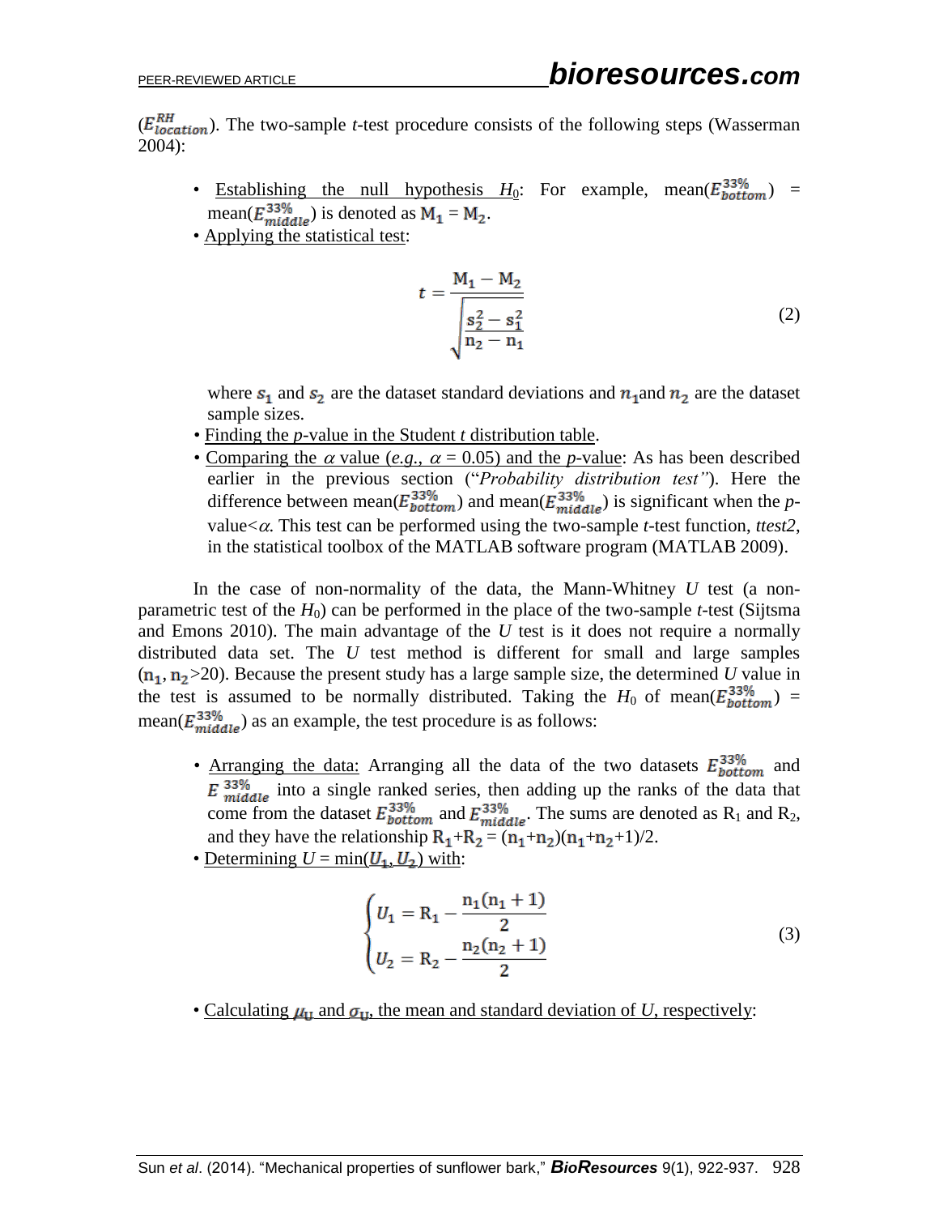($E^{RH}_{location}$). The two-sample *t*-test procedure consists of the following steps (Wasserman 2004):

- Establishing the null hypothesis $H_0$: For example, mean($E^{33\%}_{bottom}$) = mean($E^{33\%}_{middle}$) is denoted as $\mathrm{M_1} = \mathrm{M_2}$.
- Applying the statistical test:

$$t = \frac{\mathrm{M_1} - \mathrm{M_2}}{\sqrt{\dfrac{\mathrm{s_2^2} - \mathrm{s_1^2}}{\mathrm{n_2} - \mathrm{n_1}}}} \tag{2}$$

  where $s_1$ and $s_2$ are the dataset standard deviations and $n_1$and $n_2$ are the dataset sample sizes.
- Finding the *p*-value in the Student *t* distribution table.
- Comparing the $\alpha$ value (*e.g.*, $\alpha = 0.05$) and the *p*-value: As has been described earlier in the previous section ("*Probability distribution test"*). Here the difference between mean($E^{33\%}_{bottom}$) and mean($E^{33\%}_{middle}$) is significant when the *p*-value<$\alpha$. This test can be performed using the two-sample *t*-test function, *ttest2*, in the statistical toolbox of the MATLAB software program (MATLAB 2009).

In the case of non-normality of the data, the Mann-Whitney *U* test (a non-parametric test of the $H_0$) can be performed in the place of the two-sample *t*-test (Sijtsma and Emons 2010). The main advantage of the *U* test is it does not require a normally distributed data set. The *U* test method is different for small and large samples ($\mathrm{n_1}, \mathrm{n_2}$>20). Because the present study has a large sample size, the determined *U* value in the test is assumed to be normally distributed. Taking the $H_0$ of mean($E^{33\%}_{bottom}$) = mean($E^{33\%}_{middle}$) as an example, the test procedure is as follows:

- Arranging the data: Arranging all the data of the two datasets $E^{33\%}_{bottom}$ and $E^{33\%}_{middle}$ into a single ranked series, then adding up the ranks of the data that come from the dataset $E^{33\%}_{bottom}$ and $E^{33\%}_{middle}$. The sums are denoted as $\mathrm{R_1}$ and $\mathrm{R_2}$, and they have the relationship $\mathrm{R_1}+\mathrm{R_2} = (\mathrm{n_1}+\mathrm{n_2})(\mathrm{n_1}+\mathrm{n_2}+1)/2$.
- Determining $U = \min(U_1, U_2)$ with:

$$\begin{cases} U_1 = \mathrm{R_1} - \dfrac{\mathrm{n_1}(\mathrm{n_1}+1)}{2} \\ U_2 = \mathrm{R_2} - \dfrac{\mathrm{n_2}(\mathrm{n_2}+1)}{2} \end{cases} \tag{3}$$

- Calculating $\mu_{\mathrm{U}}$ and $\sigma_{\mathrm{U}}$, the mean and standard deviation of *U*, respectively: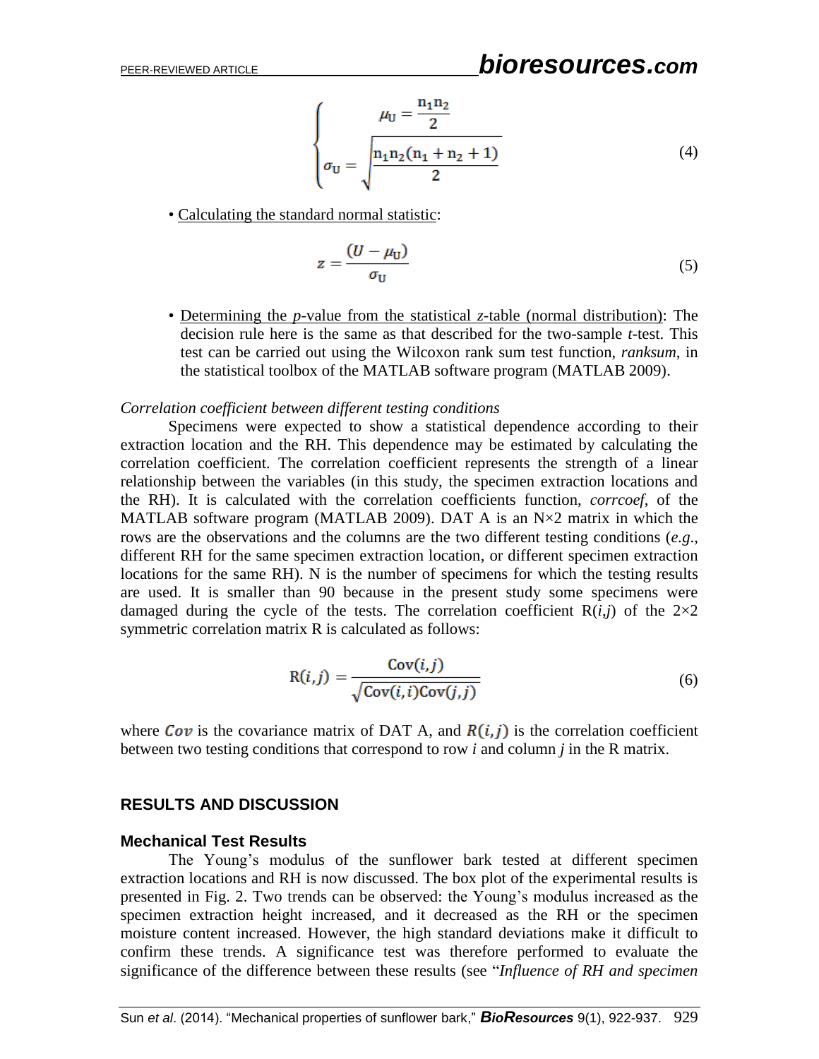$$\begin{cases} \mu_U = \dfrac{n_1 n_2}{2} \\ \sigma_U = \sqrt{\dfrac{n_1 n_2 (n_1 + n_2 + 1)}{2}} \end{cases} \tag{4}$$

- Calculating the standard normal statistic:

$$z = \frac{(U - \mu_U)}{\sigma_U} \tag{5}$$

- Determining the *p*-value from the statistical *z*-table (normal distribution): The decision rule here is the same as that described for the two-sample *t*-test. This test can be carried out using the Wilcoxon rank sum test function, *ranksum*, in the statistical toolbox of the MATLAB software program (MATLAB 2009).

*Correlation coefficient between different testing conditions*

Specimens were expected to show a statistical dependence according to their extraction location and the RH. This dependence may be estimated by calculating the correlation coefficient. The correlation coefficient represents the strength of a linear relationship between the variables (in this study, the specimen extraction locations and the RH). It is calculated with the correlation coefficients function, *corrcoef*, of the MATLAB software program (MATLAB 2009). DAT A is an N×2 matrix in which the rows are the observations and the columns are the two different testing conditions (*e.g*., different RH for the same specimen extraction location, or different specimen extraction locations for the same RH). N is the number of specimens for which the testing results are used. It is smaller than 90 because in the present study some specimens were damaged during the cycle of the tests. The correlation coefficient R($i$,$j$) of the 2×2 symmetric correlation matrix R is calculated as follows:

$$R(i,j) = \frac{Cov(i,j)}{\sqrt{Cov(i,i)Cov(j,j)}} \tag{6}$$

where $Cov$ is the covariance matrix of DAT A, and $R(i,j)$ is the correlation coefficient between two testing conditions that correspond to row $i$ and column $j$ in the R matrix.

## RESULTS AND DISCUSSION

### Mechanical Test Results

The Young's modulus of the sunflower bark tested at different specimen extraction locations and RH is now discussed. The box plot of the experimental results is presented in Fig. 2. Two trends can be observed: the Young's modulus increased as the specimen extraction height increased, and it decreased as the RH or the specimen moisture content increased. However, the high standard deviations make it difficult to confirm these trends. A significance test was therefore performed to evaluate the significance of the difference between these results (see "*Influence of RH and specimen*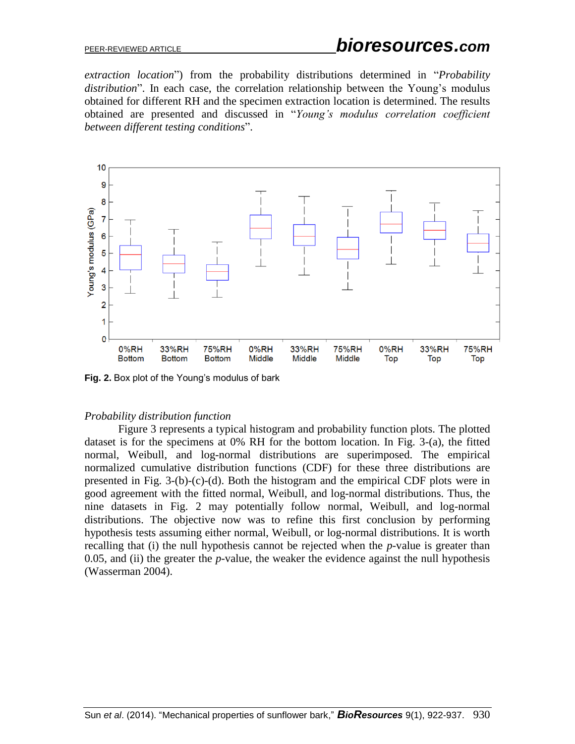*extraction location*") from the probability distributions determined in "*Probability distribution*". In each case, the correlation relationship between the Young's modulus obtained for different RH and the specimen extraction location is determined. The results obtained are presented and discussed in "*Young's modulus correlation coefficient between different testing conditions*".

**Fig. 2.** Box plot of the Young's modulus of bark

*Probability distribution function*

Figure 3 represents a typical histogram and probability function plots. The plotted dataset is for the specimens at 0% RH for the bottom location. In Fig. 3-(a), the fitted normal, Weibull, and log-normal distributions are superimposed. The empirical normalized cumulative distribution functions (CDF) for these three distributions are presented in Fig. 3-(b)-(c)-(d). Both the histogram and the empirical CDF plots were in good agreement with the fitted normal, Weibull, and log-normal distributions. Thus, the nine datasets in Fig. 2 may potentially follow normal, Weibull, and log-normal distributions. The objective now was to refine this first conclusion by performing hypothesis tests assuming either normal, Weibull, or log-normal distributions. It is worth recalling that (i) the null hypothesis cannot be rejected when the $p$-value is greater than 0.05, and (ii) the greater the $p$-value, the weaker the evidence against the null hypothesis (Wasserman 2004).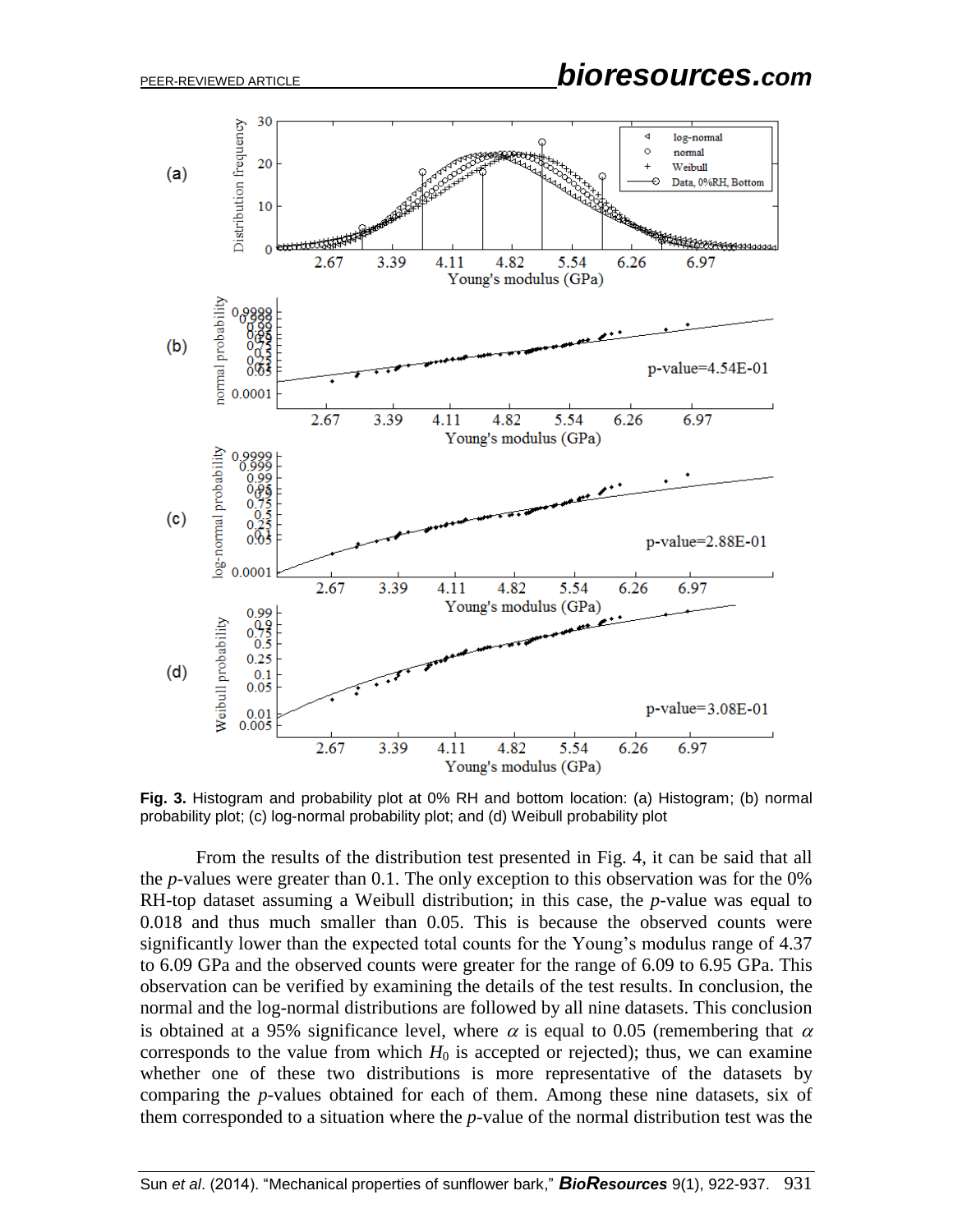**Fig. 3.** Histogram and probability plot at 0% RH and bottom location: (a) Histogram; (b) normal probability plot; (c) log-normal probability plot; and (d) Weibull probability plot

From the results of the distribution test presented in Fig. 4, it can be said that all the *p*-values were greater than 0.1. The only exception to this observation was for the 0% RH-top dataset assuming a Weibull distribution; in this case, the *p*-value was equal to 0.018 and thus much smaller than 0.05. This is because the observed counts were significantly lower than the expected total counts for the Young's modulus range of 4.37 to 6.09 GPa and the observed counts were greater for the range of 6.09 to 6.95 GPa. This observation can be verified by examining the details of the test results. In conclusion, the normal and the log-normal distributions are followed by all nine datasets. This conclusion is obtained at a 95% significance level, where $\alpha$ is equal to 0.05 (remembering that $\alpha$ corresponds to the value from which $H_0$ is accepted or rejected); thus, we can examine whether one of these two distributions is more representative of the datasets by comparing the *p*-values obtained for each of them. Among these nine datasets, six of them corresponded to a situation where the *p*-value of the normal distribution test was the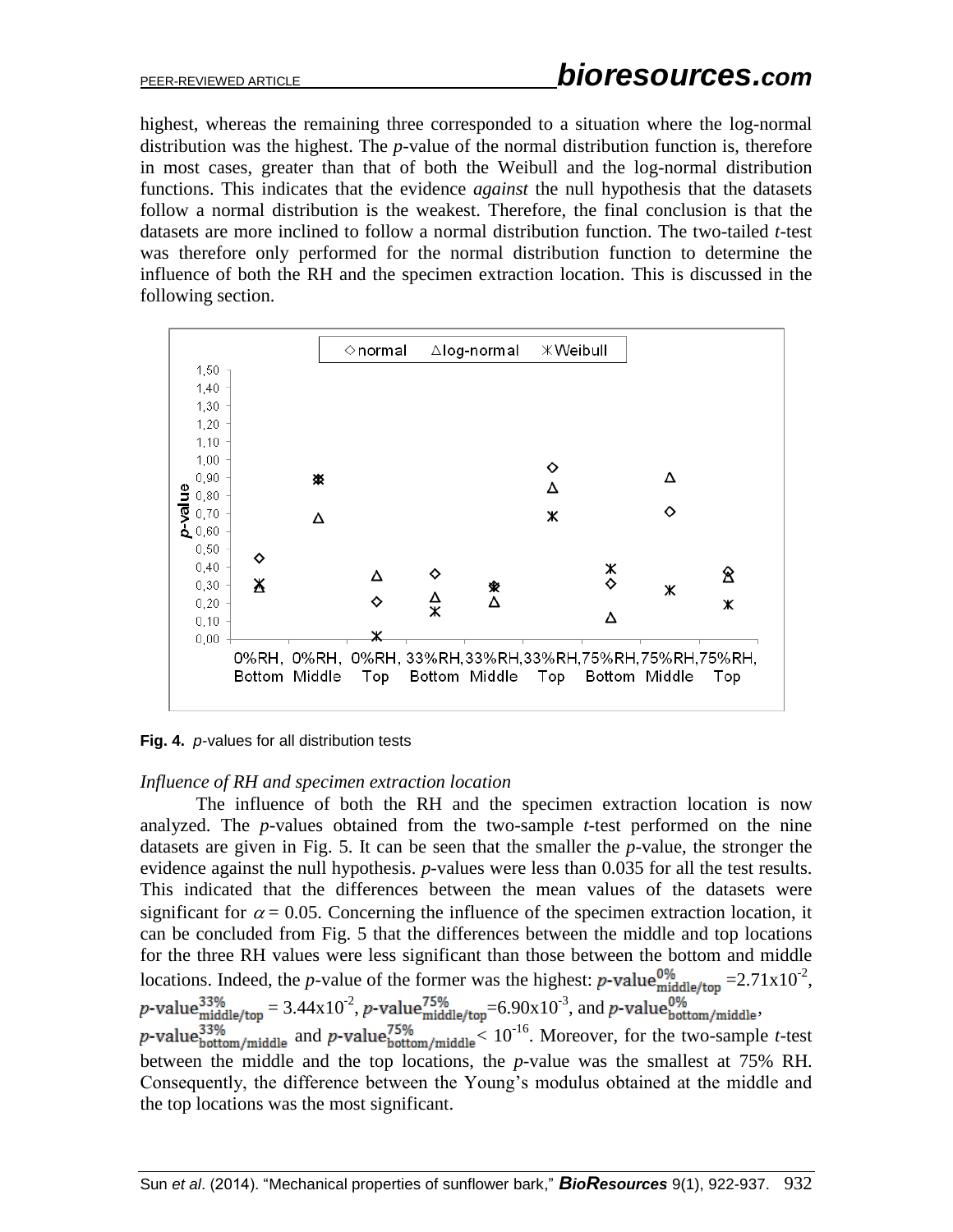highest, whereas the remaining three corresponded to a situation where the log-normal distribution was the highest. The *p*-value of the normal distribution function is, therefore in most cases, greater than that of both the Weibull and the log-normal distribution functions. This indicates that the evidence *against* the null hypothesis that the datasets follow a normal distribution is the weakest. Therefore, the final conclusion is that the datasets are more inclined to follow a normal distribution function. The two-tailed *t*-test was therefore only performed for the normal distribution function to determine the influence of both the RH and the specimen extraction location. This is discussed in the following section.

**Fig. 4.** *p*-values for all distribution tests

*Influence of RH and specimen extraction location*

The influence of both the RH and the specimen extraction location is now analyzed. The *p*-values obtained from the two-sample *t*-test performed on the nine datasets are given in Fig. 5. It can be seen that the smaller the *p*-value, the stronger the evidence against the null hypothesis. *p*-values were less than 0.035 for all the test results. This indicated that the differences between the mean values of the datasets were significant for $\alpha = 0.05$. Concerning the influence of the specimen extraction location, it can be concluded from Fig. 5 that the differences between the middle and top locations for the three RH values were less significant than those between the bottom and middle locations. Indeed, the *p*-value of the former was the highest: $p\text{-value}^{0\%}_{\text{middle/top}} = 2.71\text{x}10^{-2}$, $p\text{-value}^{33\%}_{\text{middle/top}} = 3.44\text{x}10^{-2}$, $p\text{-value}^{75\%}_{\text{middle/top}} = 6.90\text{x}10^{-3}$, and $p\text{-value}^{0\%}_{\text{bottom/middle}}$, $p\text{-value}^{33\%}_{\text{bottom/middle}}$ and $p\text{-value}^{75\%}_{\text{bottom/middle}} < 10^{-16}$. Moreover, for the two-sample *t*-test between the middle and the top locations, the *p*-value was the smallest at 75% RH. Consequently, the difference between the Young's modulus obtained at the middle and the top locations was the most significant.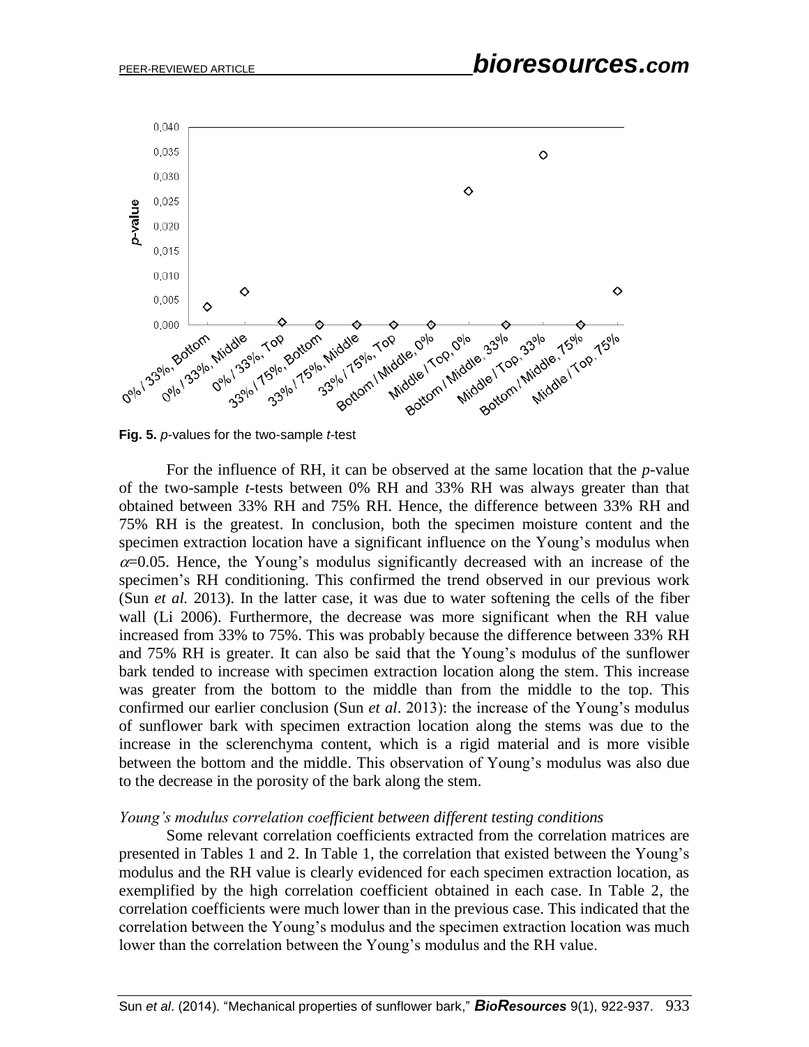**Fig. 5.** *p*-values for the two-sample *t*-test

For the influence of RH, it can be observed at the same location that the *p*-value of the two-sample *t*-tests between 0% RH and 33% RH was always greater than that obtained between 33% RH and 75% RH. Hence, the difference between 33% RH and 75% RH is the greatest. In conclusion, both the specimen moisture content and the specimen extraction location have a significant influence on the Young's modulus when $\alpha$=0.05. Hence, the Young's modulus significantly decreased with an increase of the specimen's RH conditioning. This confirmed the trend observed in our previous work (Sun *et al.* 2013). In the latter case, it was due to water softening the cells of the fiber wall (Li 2006). Furthermore, the decrease was more significant when the RH value increased from 33% to 75%. This was probably because the difference between 33% RH and 75% RH is greater. It can also be said that the Young's modulus of the sunflower bark tended to increase with specimen extraction location along the stem. This increase was greater from the bottom to the middle than from the middle to the top. This confirmed our earlier conclusion (Sun *et al*. 2013): the increase of the Young's modulus of sunflower bark with specimen extraction location along the stems was due to the increase in the sclerenchyma content, which is a rigid material and is more visible between the bottom and the middle. This observation of Young's modulus was also due to the decrease in the porosity of the bark along the stem.

*Young's modulus correlation coefficient between different testing conditions*

Some relevant correlation coefficients extracted from the correlation matrices are presented in Tables 1 and 2. In Table 1, the correlation that existed between the Young's modulus and the RH value is clearly evidenced for each specimen extraction location, as exemplified by the high correlation coefficient obtained in each case. In Table 2, the correlation coefficients were much lower than in the previous case. This indicated that the correlation between the Young's modulus and the specimen extraction location was much lower than the correlation between the Young's modulus and the RH value.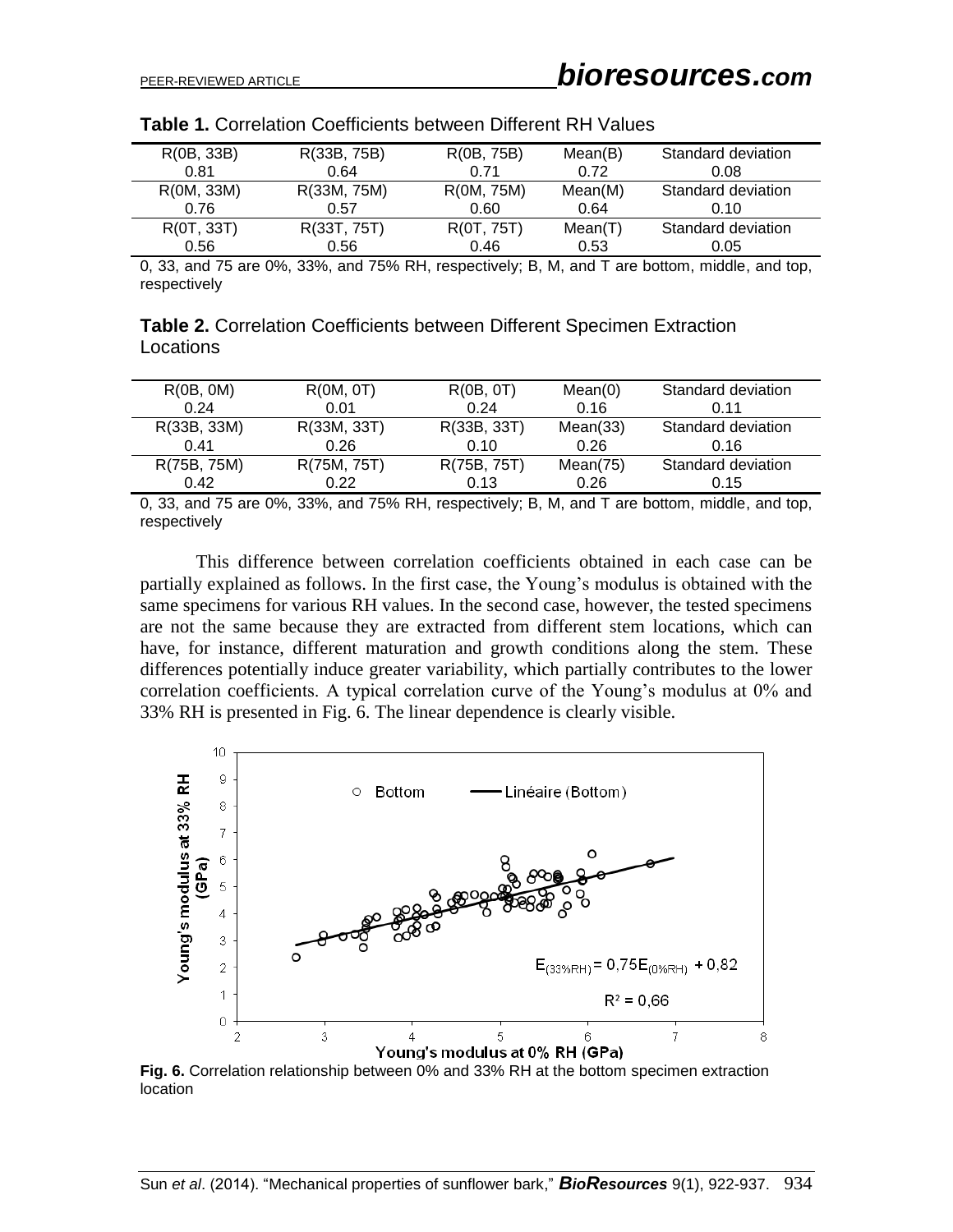**Table 1.** Correlation Coefficients between Different RH Values

| R(0B, 33B) | R(33B, 75B) | R(0B, 75B) | Mean(B) | Standard deviation |
|---|---|---|---|---|
| 0.81 | 0.64 | 0.71 | 0.72 | 0.08 |
| R(0M, 33M) | R(33M, 75M) | R(0M, 75M) | Mean(M) | Standard deviation |
| 0.76 | 0.57 | 0.60 | 0.64 | 0.10 |
| R(0T, 33T) | R(33T, 75T) | R(0T, 75T) | Mean(T) | Standard deviation |
| 0.56 | 0.56 | 0.46 | 0.53 | 0.05 |

0, 33, and 75 are 0%, 33%, and 75% RH, respectively; B, M, and T are bottom, middle, and top, respectively

**Table 2.** Correlation Coefficients between Different Specimen Extraction Locations

| R(0B, 0M) | R(0M, 0T) | R(0B, 0T) | Mean(0) | Standard deviation |
|---|---|---|---|---|
| 0.24 | 0.01 | 0.24 | 0.16 | 0.11 |
| R(33B, 33M) | R(33M, 33T) | R(33B, 33T) | Mean(33) | Standard deviation |
| 0.41 | 0.26 | 0.10 | 0.26 | 0.16 |
| R(75B, 75M) | R(75M, 75T) | R(75B, 75T) | Mean(75) | Standard deviation |
| 0.42 | 0.22 | 0.13 | 0.26 | 0.15 |

0, 33, and 75 are 0%, 33%, and 75% RH, respectively; B, M, and T are bottom, middle, and top, respectively

This difference between correlation coefficients obtained in each case can be partially explained as follows. In the first case, the Young's modulus is obtained with the same specimens for various RH values. In the second case, however, the tested specimens are not the same because they are extracted from different stem locations, which can have, for instance, different maturation and growth conditions along the stem. These differences potentially induce greater variability, which partially contributes to the lower correlation coefficients. A typical correlation curve of the Young's modulus at 0% and 33% RH is presented in Fig. 6. The linear dependence is clearly visible.

**Fig. 6.** Correlation relationship between 0% and 33% RH at the bottom specimen extraction location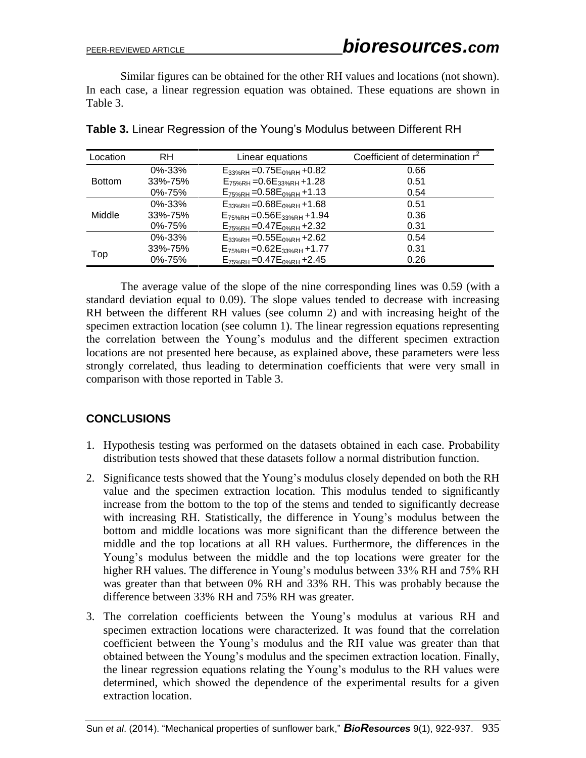Similar figures can be obtained for the other RH values and locations (not shown). In each case, a linear regression equation was obtained. These equations are shown in Table 3.

**Table 3.** Linear Regression of the Young's Modulus between Different RH

| Location | RH | Linear equations | Coefficient of determination $r^2$ |
|---|---|---|---|
| Bottom | 0%-33% | $E_{33\%RH} = 0.75E_{0\%RH} + 0.82$ | 0.66 |
| | 33%-75% | $E_{75\%RH} = 0.6E_{33\%RH} + 1.28$ | 0.51 |
| | 0%-75% | $E_{75\%RH} = 0.58E_{0\%RH} + 1.13$ | 0.54 |
| Middle | 0%-33% | $E_{33\%RH} = 0.68E_{0\%RH} + 1.68$ | 0.51 |
| | 33%-75% | $E_{75\%RH} = 0.56E_{33\%RH} + 1.94$ | 0.36 |
| | 0%-75% | $E_{75\%RH} = 0.47E_{0\%RH} + 2.32$ | 0.31 |
| Top | 0%-33% | $E_{33\%RH} = 0.55E_{0\%RH} + 2.62$ | 0.54 |
| | 33%-75% | $E_{75\%RH} = 0.62E_{33\%RH} + 1.77$ | 0.31 |
| | 0%-75% | $E_{75\%RH} = 0.47E_{0\%RH} + 2.45$ | 0.26 |

The average value of the slope of the nine corresponding lines was 0.59 (with a standard deviation equal to 0.09). The slope values tended to decrease with increasing RH between the different RH values (see column 2) and with increasing height of the specimen extraction location (see column 1). The linear regression equations representing the correlation between the Young's modulus and the different specimen extraction locations are not presented here because, as explained above, these parameters were less strongly correlated, thus leading to determination coefficients that were very small in comparison with those reported in Table 3.

## CONCLUSIONS

1. Hypothesis testing was performed on the datasets obtained in each case. Probability distribution tests showed that these datasets follow a normal distribution function.
2. Significance tests showed that the Young's modulus closely depended on both the RH value and the specimen extraction location. This modulus tended to significantly increase from the bottom to the top of the stems and tended to significantly decrease with increasing RH. Statistically, the difference in Young's modulus between the bottom and middle locations was more significant than the difference between the middle and the top locations at all RH values. Furthermore, the differences in the Young's modulus between the middle and the top locations were greater for the higher RH values. The difference in Young's modulus between 33% RH and 75% RH was greater than that between 0% RH and 33% RH. This was probably because the difference between 33% RH and 75% RH was greater.
3. The correlation coefficients between the Young's modulus at various RH and specimen extraction locations were characterized. It was found that the correlation coefficient between the Young's modulus and the RH value was greater than that obtained between the Young's modulus and the specimen extraction location. Finally, the linear regression equations relating the Young's modulus to the RH values were determined, which showed the dependence of the experimental results for a given extraction location.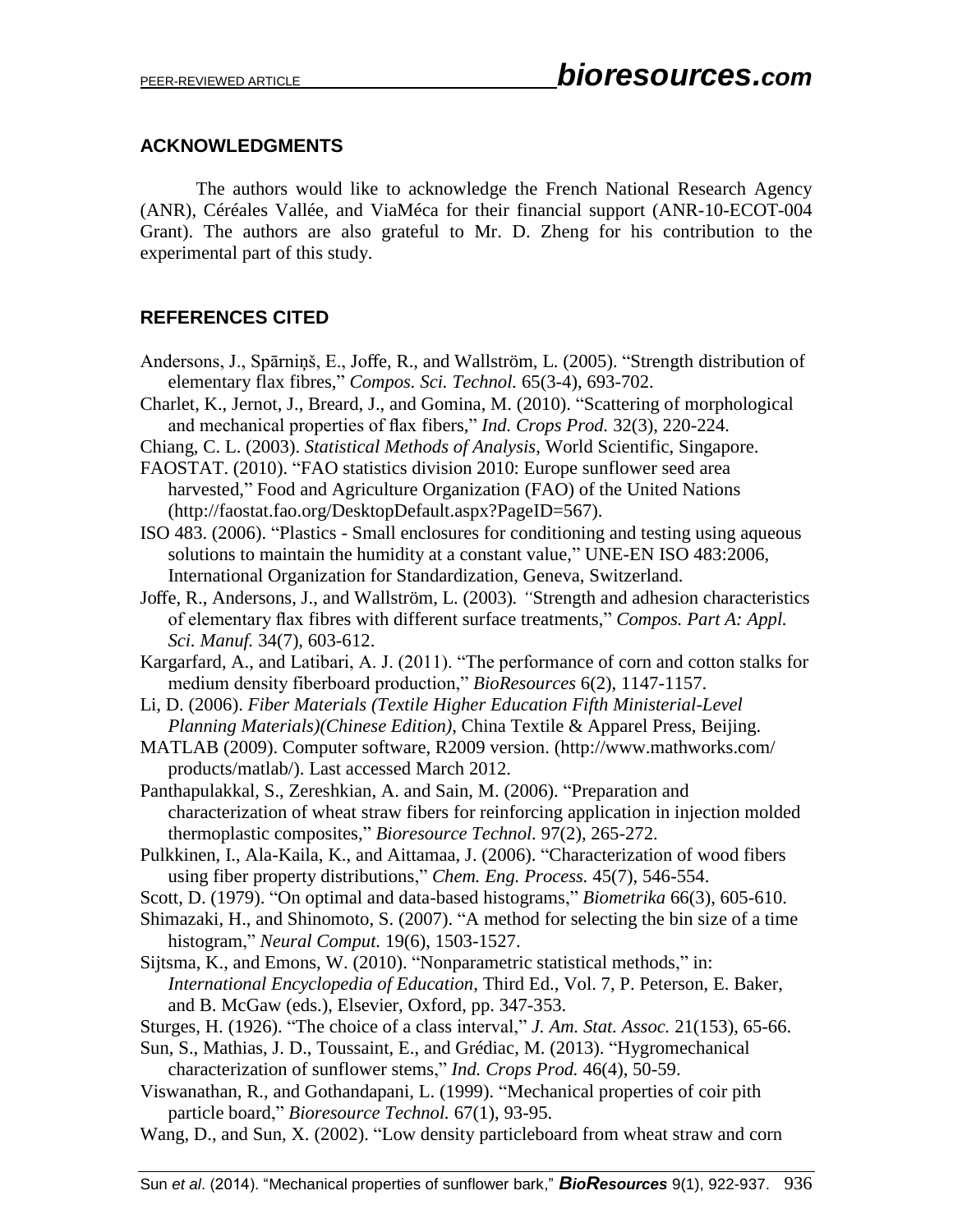## ACKNOWLEDGMENTS

The authors would like to acknowledge the French National Research Agency (ANR), Céréales Vallée, and ViaMéca for their financial support (ANR-10-ECOT-004 Grant). The authors are also grateful to Mr. D. Zheng for his contribution to the experimental part of this study.

## REFERENCES CITED

Andersons, J., Spārniņš, E., Joffe, R., and Wallström, L. (2005). "Strength distribution of elementary flax fibres," *Compos. Sci. Technol.* 65(3-4), 693-702.

Charlet, K., Jernot, J., Breard, J., and Gomina, M. (2010). "Scattering of morphological and mechanical properties of flax fibers," *Ind. Crops Prod.* 32(3), 220-224.

Chiang, C. L. (2003). *Statistical Methods of Analysis*, World Scientific, Singapore.

FAOSTAT. (2010). "FAO statistics division 2010: Europe sunflower seed area harvested," Food and Agriculture Organization (FAO) of the United Nations (http://faostat.fao.org/DesktopDefault.aspx?PageID=567).

ISO 483. (2006). "Plastics - Small enclosures for conditioning and testing using aqueous solutions to maintain the humidity at a constant value," UNE-EN ISO 483:2006, International Organization for Standardization, Geneva, Switzerland.

Joffe, R., Andersons, J., and Wallström, L. (2003). "Strength and adhesion characteristics of elementary flax fibres with different surface treatments," *Compos. Part A: Appl. Sci. Manuf.* 34(7), 603-612.

Kargarfard, A., and Latibari, A. J. (2011). "The performance of corn and cotton stalks for medium density fiberboard production," *BioResources* 6(2), 1147-1157.

Li, D. (2006). *Fiber Materials (Textile Higher Education Fifth Ministerial-Level Planning Materials)(Chinese Edition)*, China Textile & Apparel Press, Beijing.

MATLAB (2009). Computer software, R2009 version. (http://www.mathworks.com/products/matlab/). Last accessed March 2012.

Panthapulakkal, S., Zereshkian, A. and Sain, M. (2006). "Preparation and characterization of wheat straw fibers for reinforcing application in injection molded thermoplastic composites," *Bioresource Technol.* 97(2), 265-272.

Pulkkinen, I., Ala-Kaila, K., and Aittamaa, J. (2006). "Characterization of wood fibers using fiber property distributions," *Chem. Eng. Process.* 45(7), 546-554.

Scott, D. (1979). "On optimal and data-based histograms," *Biometrika* 66(3), 605-610.

Shimazaki, H., and Shinomoto, S. (2007). "A method for selecting the bin size of a time histogram," *Neural Comput.* 19(6), 1503-1527.

Sijtsma, K., and Emons, W. (2010). "Nonparametric statistical methods," in: *International Encyclopedia of Education*, Third Ed., Vol. 7, P. Peterson, E. Baker, and B. McGaw (eds.), Elsevier, Oxford, pp. 347-353.

Sturges, H. (1926). "The choice of a class interval," *J. Am. Stat. Assoc.* 21(153), 65-66.

Sun, S., Mathias, J. D., Toussaint, E., and Grédiac, M. (2013). "Hygromechanical characterization of sunflower stems," *Ind. Crops Prod.* 46(4), 50-59.

Viswanathan, R., and Gothandapani, L. (1999). "Mechanical properties of coir pith particle board," *Bioresource Technol.* 67(1), 93-95.

Wang, D., and Sun, X. (2002). "Low density particleboard from wheat straw and corn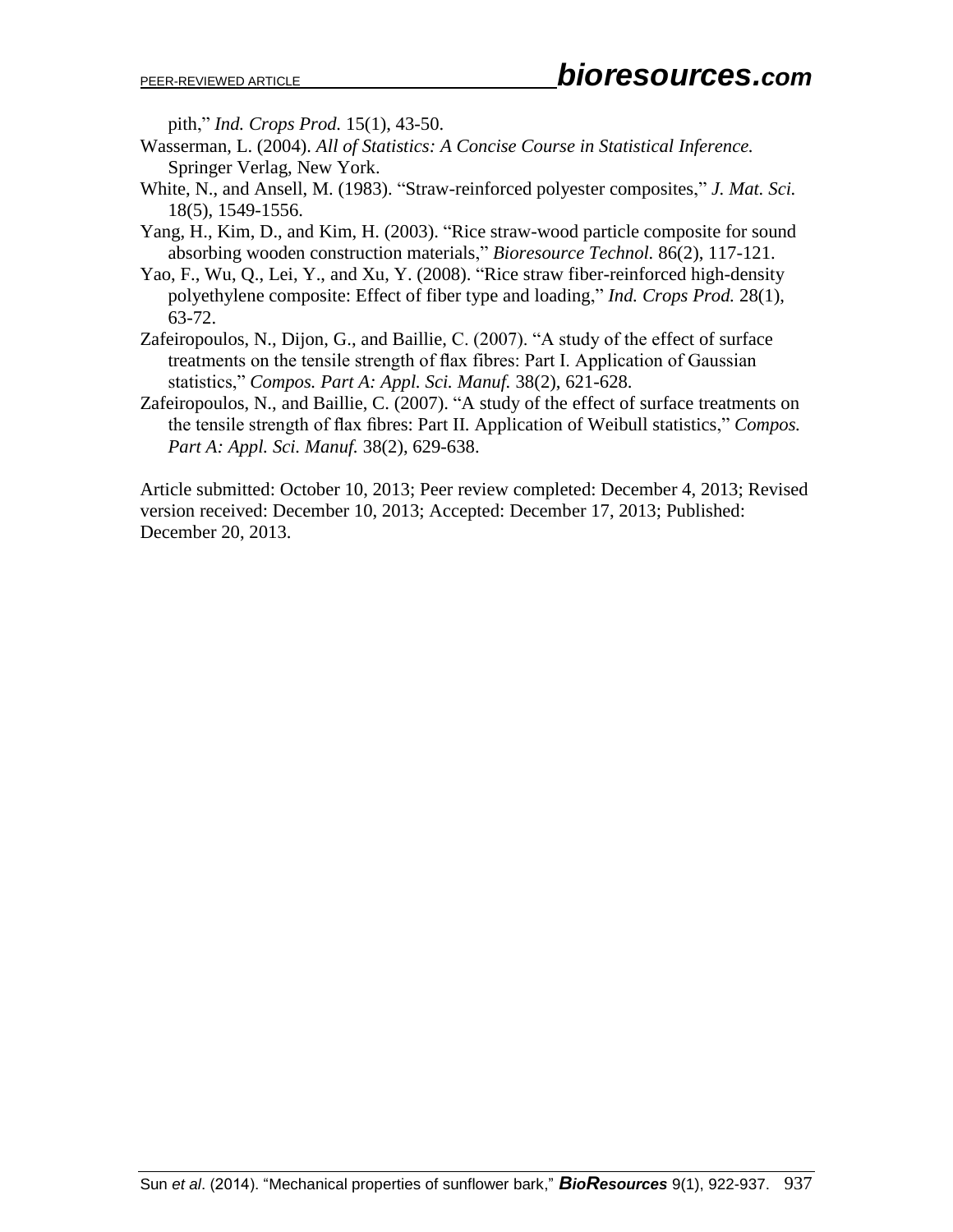pith," *Ind. Crops Prod.* 15(1), 43-50.

Wasserman, L. (2004). *All of Statistics: A Concise Course in Statistical Inference.* Springer Verlag, New York.

White, N., and Ansell, M. (1983). "Straw-reinforced polyester composites," *J. Mat. Sci.* 18(5), 1549-1556.

Yang, H., Kim, D., and Kim, H. (2003). "Rice straw-wood particle composite for sound absorbing wooden construction materials," *Bioresource Technol.* 86(2), 117-121.

Yao, F., Wu, Q., Lei, Y., and Xu, Y. (2008). "Rice straw fiber-reinforced high-density polyethylene composite: Effect of fiber type and loading," *Ind. Crops Prod.* 28(1), 63-72.

Zafeiropoulos, N., Dijon, G., and Baillie, C. (2007). "A study of the effect of surface treatments on the tensile strength of flax fibres: Part I. Application of Gaussian statistics," *Compos. Part A: Appl. Sci. Manuf.* 38(2), 621-628.

Zafeiropoulos, N., and Baillie, C. (2007). "A study of the effect of surface treatments on the tensile strength of flax fibres: Part II. Application of Weibull statistics," *Compos. Part A: Appl. Sci. Manuf.* 38(2), 629-638.

Article submitted: October 10, 2013; Peer review completed: December 4, 2013; Revised version received: December 10, 2013; Accepted: December 17, 2013; Published: December 20, 2013.